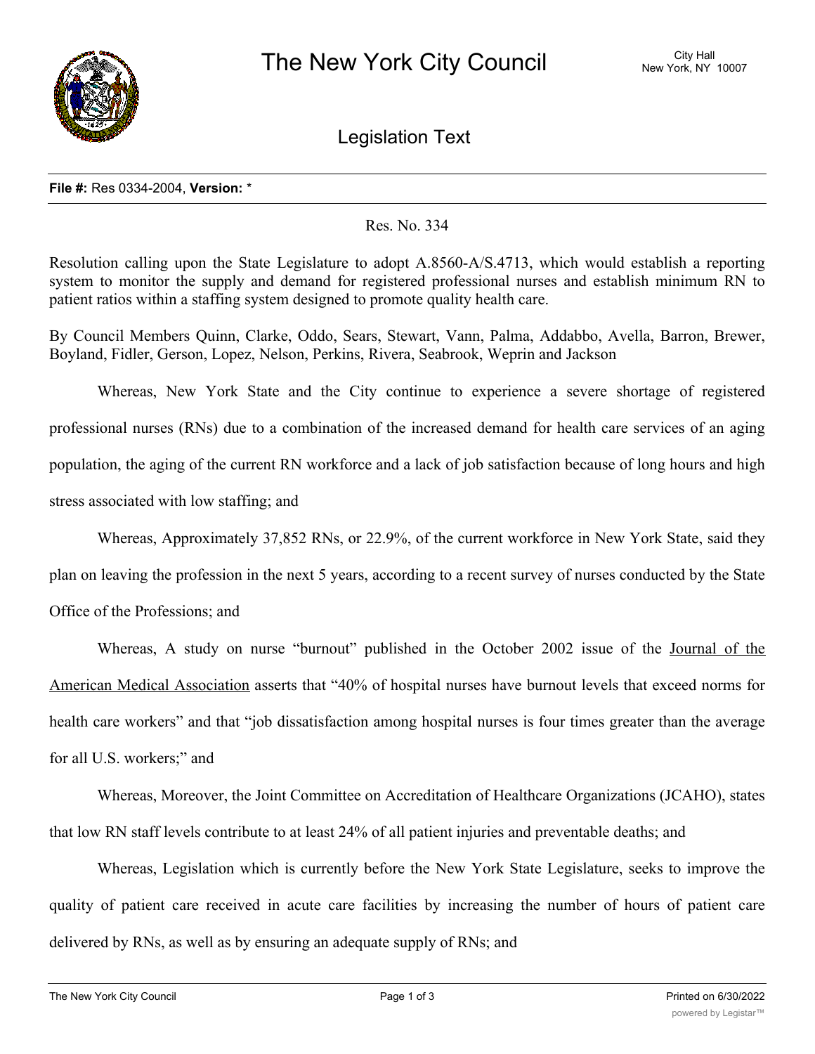# The New York City Council

City Hall
New York, NY 10007

## Legislation Text

**File #:** Res 0334-2004, **Version:** *

Res. No. 334

Resolution calling upon the State Legislature to adopt A.8560-A/S.4713, which would establish a reporting system to monitor the supply and demand for registered professional nurses and establish minimum RN to patient ratios within a staffing system designed to promote quality health care.

By Council Members Quinn, Clarke, Oddo, Sears, Stewart, Vann, Palma, Addabbo, Avella, Barron, Brewer, Boyland, Fidler, Gerson, Lopez, Nelson, Perkins, Rivera, Seabrook, Weprin and Jackson

Whereas, New York State and the City continue to experience a severe shortage of registered professional nurses (RNs) due to a combination of the increased demand for health care services of an aging population, the aging of the current RN workforce and a lack of job satisfaction because of long hours and high stress associated with low staffing; and

Whereas, Approximately 37,852 RNs, or 22.9%, of the current workforce in New York State, said they plan on leaving the profession in the next 5 years, according to a recent survey of nurses conducted by the State Office of the Professions; and

Whereas, A study on nurse "burnout" published in the October 2002 issue of the Journal of the American Medical Association asserts that "40% of hospital nurses have burnout levels that exceed norms for health care workers" and that "job dissatisfaction among hospital nurses is four times greater than the average for all U.S. workers;" and

Whereas, Moreover, the Joint Committee on Accreditation of Healthcare Organizations (JCAHO), states that low RN staff levels contribute to at least 24% of all patient injuries and preventable deaths; and

Whereas, Legislation which is currently before the New York State Legislature, seeks to improve the quality of patient care received in acute care facilities by increasing the number of hours of patient care delivered by RNs, as well as by ensuring an adequate supply of RNs; and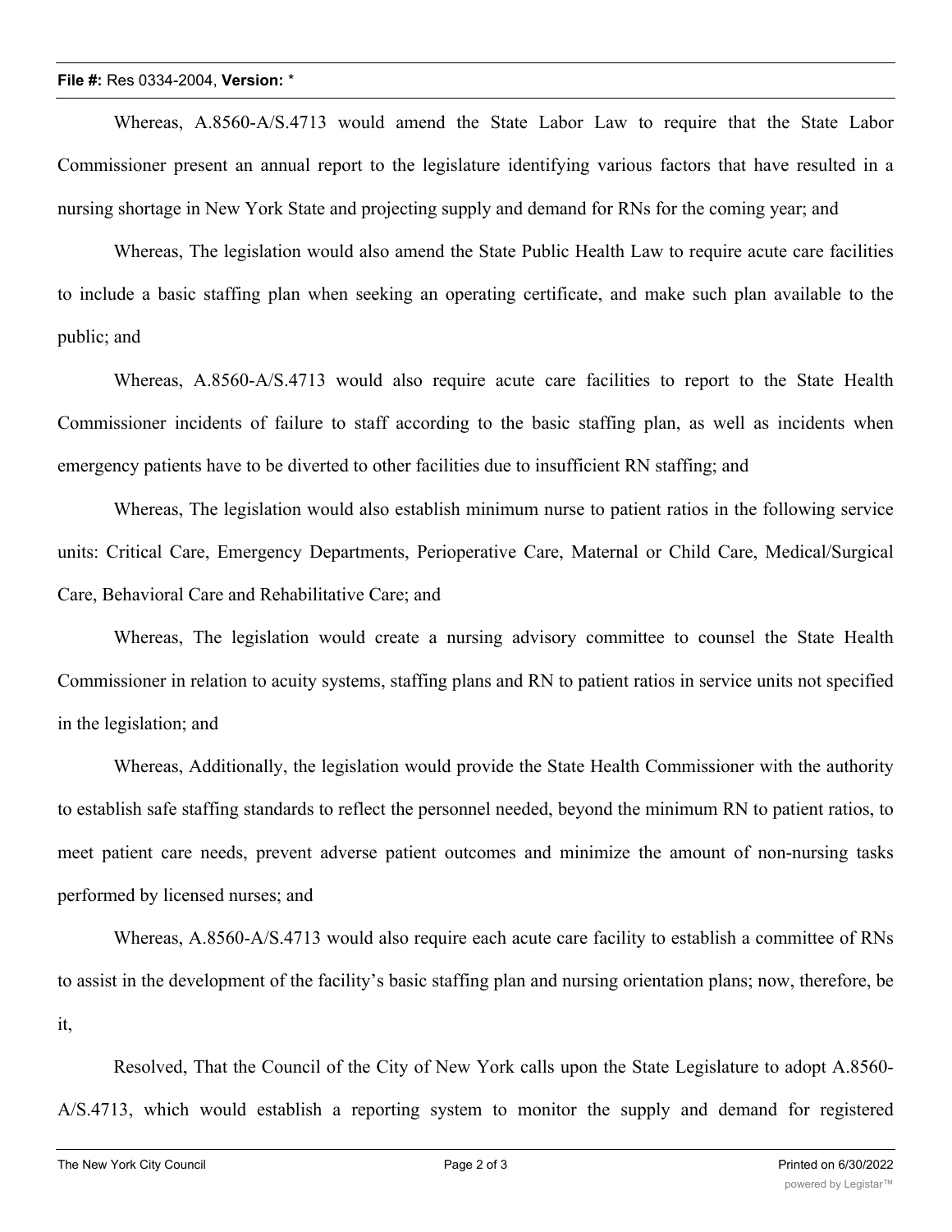Whereas, A.8560-A/S.4713 would amend the State Labor Law to require that the State Labor Commissioner present an annual report to the legislature identifying various factors that have resulted in a nursing shortage in New York State and projecting supply and demand for RNs for the coming year; and

Whereas, The legislation would also amend the State Public Health Law to require acute care facilities to include a basic staffing plan when seeking an operating certificate, and make such plan available to the public; and

Whereas, A.8560-A/S.4713 would also require acute care facilities to report to the State Health Commissioner incidents of failure to staff according to the basic staffing plan, as well as incidents when emergency patients have to be diverted to other facilities due to insufficient RN staffing; and

Whereas, The legislation would also establish minimum nurse to patient ratios in the following service units: Critical Care, Emergency Departments, Perioperative Care, Maternal or Child Care, Medical/Surgical Care, Behavioral Care and Rehabilitative Care; and

Whereas, The legislation would create a nursing advisory committee to counsel the State Health Commissioner in relation to acuity systems, staffing plans and RN to patient ratios in service units not specified in the legislation; and

Whereas, Additionally, the legislation would provide the State Health Commissioner with the authority to establish safe staffing standards to reflect the personnel needed, beyond the minimum RN to patient ratios, to meet patient care needs, prevent adverse patient outcomes and minimize the amount of non-nursing tasks performed by licensed nurses; and

Whereas, A.8560-A/S.4713 would also require each acute care facility to establish a committee of RNs to assist in the development of the facility's basic staffing plan and nursing orientation plans; now, therefore, be it,

Resolved, That the Council of the City of New York calls upon the State Legislature to adopt A.8560-A/S.4713, which would establish a reporting system to monitor the supply and demand for registered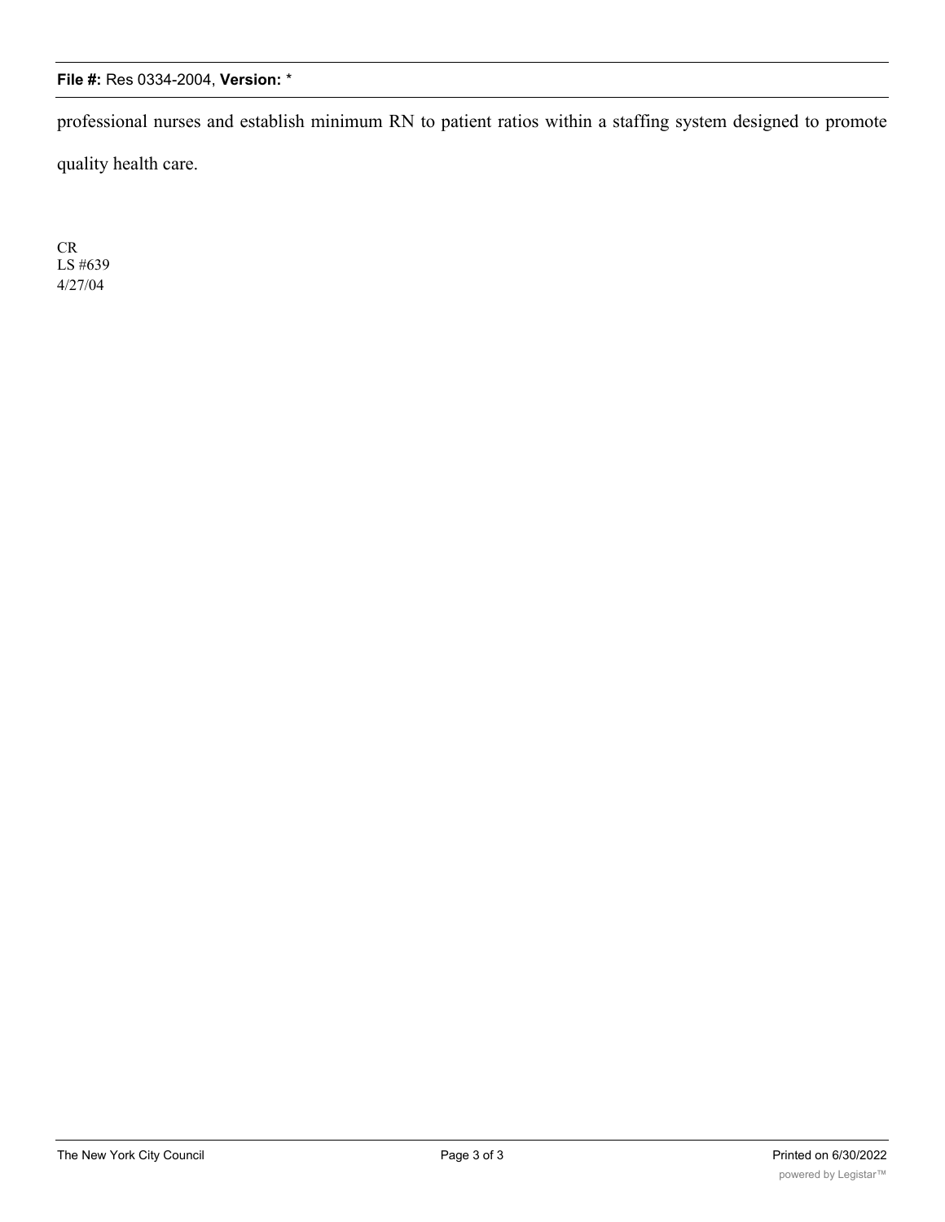professional nurses and establish minimum RN to patient ratios within a staffing system designed to promote quality health care.

CR
LS #639
4/27/04